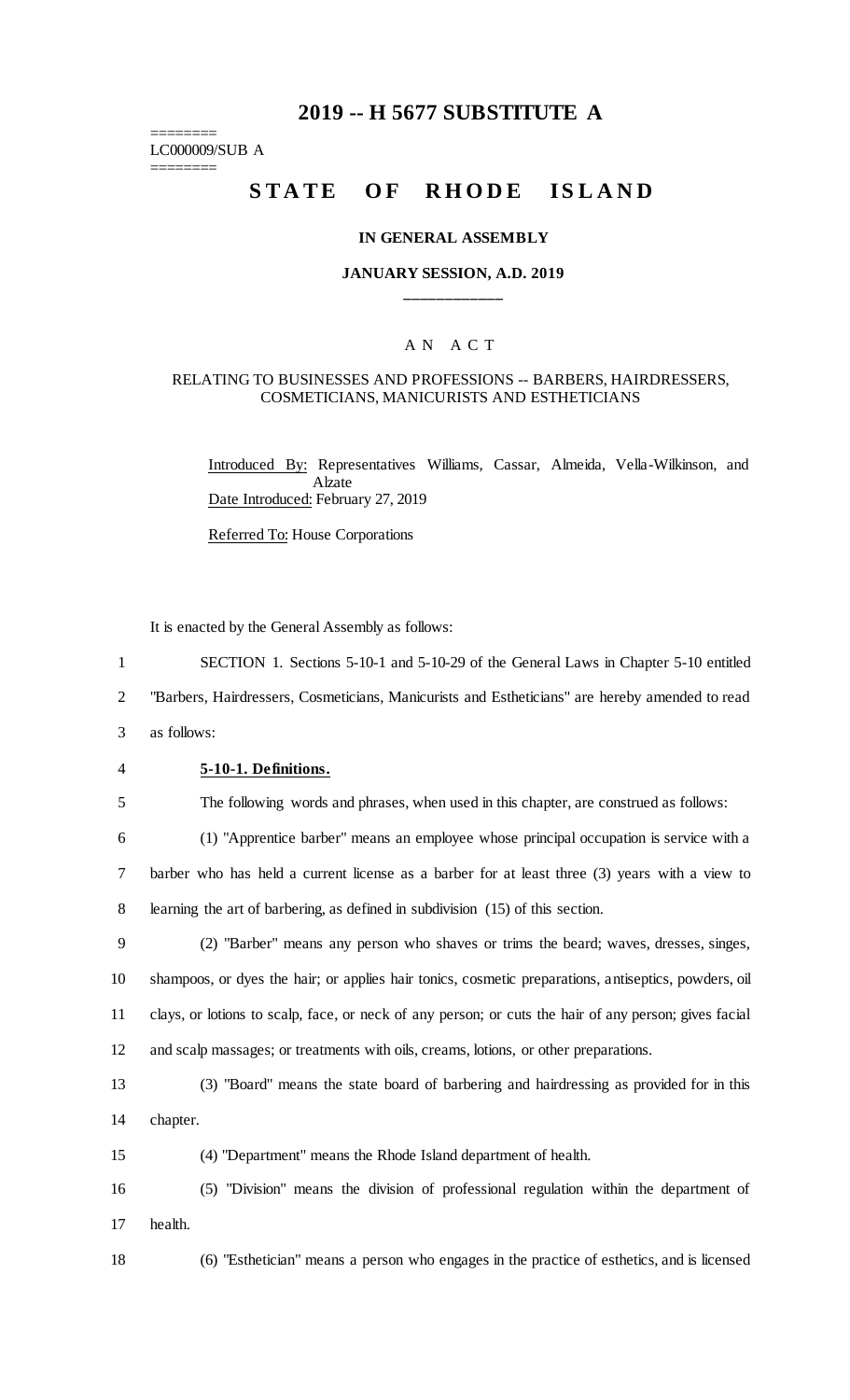# 2019 -- H 5677 SUBSTITUTE A

========
LC000009/SUB A
========

## STATE OF RHODE ISLAND

### IN GENERAL ASSEMBLY

### JANUARY SESSION, A.D. 2019

____________

### A N A C T

### RELATING TO BUSINESSES AND PROFESSIONS -- BARBERS, HAIRDRESSERS, COSMETICIANS, MANICURISTS AND ESTHETICIANS

Introduced By: Representatives Williams, Cassar, Almeida, Vella-Wilkinson, and Alzate

Date Introduced: February 27, 2019

Referred To: House Corporations

It is enacted by the General Assembly as follows:

1 SECTION 1. Sections 5-10-1 and 5-10-29 of the General Laws in Chapter 5-10 entitled
2 "Barbers, Hairdressers, Cosmeticians, Manicurists and Estheticians" are hereby amended to read
3 as follows:

4 **5-10-1. Definitions.**

5 The following words and phrases, when used in this chapter, are construed as follows:

6 (1) "Apprentice barber" means an employee whose principal occupation is service with a
7 barber who has held a current license as a barber for at least three (3) years with a view to
8 learning the art of barbering, as defined in subdivision (15) of this section.

9 (2) "Barber" means any person who shaves or trims the beard; waves, dresses, singes,
10 shampoos, or dyes the hair; or applies hair tonics, cosmetic preparations, antiseptics, powders, oil
11 clays, or lotions to scalp, face, or neck of any person; or cuts the hair of any person; gives facial
12 and scalp massages; or treatments with oils, creams, lotions, or other preparations.

13 (3) "Board" means the state board of barbering and hairdressing as provided for in this
14 chapter.

15 (4) "Department" means the Rhode Island department of health.

16 (5) "Division" means the division of professional regulation within the department of
17 health.

18 (6) "Esthetician" means a person who engages in the practice of esthetics, and is licensed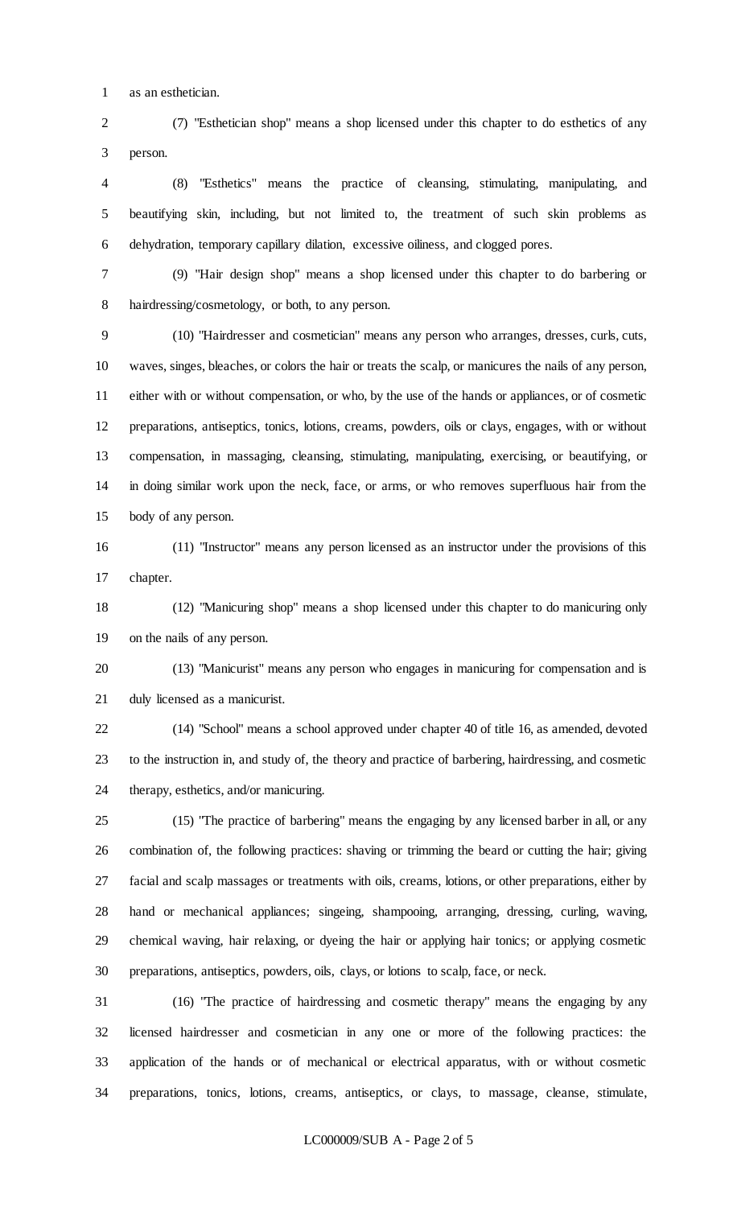as an esthetician.

(7) "Esthetician shop" means a shop licensed under this chapter to do esthetics of any person.

(8) "Esthetics" means the practice of cleansing, stimulating, manipulating, and beautifying skin, including, but not limited to, the treatment of such skin problems as dehydration, temporary capillary dilation, excessive oiliness, and clogged pores.

(9) "Hair design shop" means a shop licensed under this chapter to do barbering or hairdressing/cosmetology, or both, to any person.

(10) "Hairdresser and cosmetician" means any person who arranges, dresses, curls, cuts, waves, singes, bleaches, or colors the hair or treats the scalp, or manicures the nails of any person, either with or without compensation, or who, by the use of the hands or appliances, or of cosmetic preparations, antiseptics, tonics, lotions, creams, powders, oils or clays, engages, with or without compensation, in massaging, cleansing, stimulating, manipulating, exercising, or beautifying, or in doing similar work upon the neck, face, or arms, or who removes superfluous hair from the body of any person.

(11) "Instructor" means any person licensed as an instructor under the provisions of this chapter.

(12) "Manicuring shop" means a shop licensed under this chapter to do manicuring only on the nails of any person.

(13) "Manicurist" means any person who engages in manicuring for compensation and is duly licensed as a manicurist.

(14) "School" means a school approved under chapter 40 of title 16, as amended, devoted to the instruction in, and study of, the theory and practice of barbering, hairdressing, and cosmetic therapy, esthetics, and/or manicuring.

(15) "The practice of barbering" means the engaging by any licensed barber in all, or any combination of, the following practices: shaving or trimming the beard or cutting the hair; giving facial and scalp massages or treatments with oils, creams, lotions, or other preparations, either by hand or mechanical appliances; singeing, shampooing, arranging, dressing, curling, waving, chemical waving, hair relaxing, or dyeing the hair or applying hair tonics; or applying cosmetic preparations, antiseptics, powders, oils, clays, or lotions to scalp, face, or neck.

(16) "The practice of hairdressing and cosmetic therapy" means the engaging by any licensed hairdresser and cosmetician in any one or more of the following practices: the application of the hands or of mechanical or electrical apparatus, with or without cosmetic preparations, tonics, lotions, creams, antiseptics, or clays, to massage, cleanse, stimulate,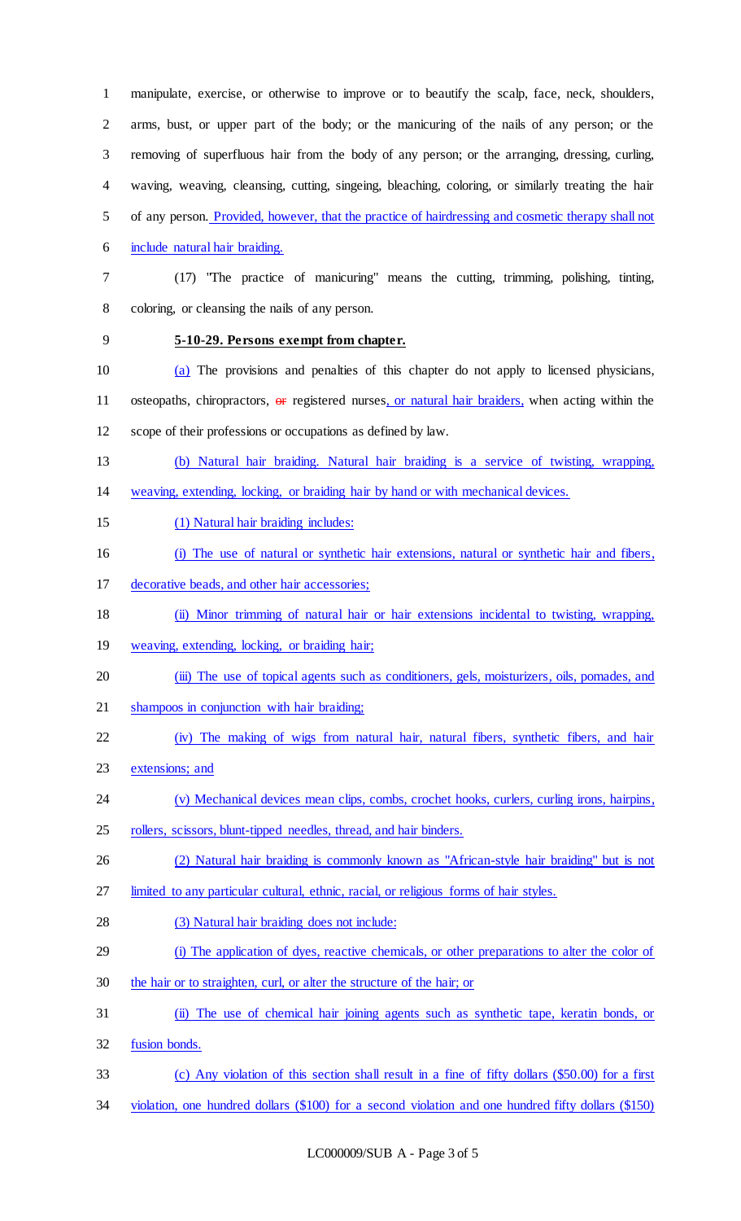manipulate, exercise, or otherwise to improve or to beautify the scalp, face, neck, shoulders, arms, bust, or upper part of the body; or the manicuring of the nails of any person; or the removing of superfluous hair from the body of any person; or the arranging, dressing, curling, waving, weaving, cleansing, cutting, singeing, bleaching, coloring, or similarly treating the hair of any person. Provided, however, that the practice of hairdressing and cosmetic therapy shall not include natural hair braiding.

(17) "The practice of manicuring" means the cutting, trimming, polishing, tinting, coloring, or cleansing the nails of any person.

**5-10-29. Persons exempt from chapter.**

(a) The provisions and penalties of this chapter do not apply to licensed physicians, osteopaths, chiropractors, ~~or~~ registered nurses, or natural hair braiders, when acting within the scope of their professions or occupations as defined by law.

(b) Natural hair braiding. Natural hair braiding is a service of twisting, wrapping, weaving, extending, locking, or braiding hair by hand or with mechanical devices.

(1) Natural hair braiding includes:

(i) The use of natural or synthetic hair extensions, natural or synthetic hair and fibers, decorative beads, and other hair accessories;

(ii) Minor trimming of natural hair or hair extensions incidental to twisting, wrapping, weaving, extending, locking, or braiding hair;

(iii) The use of topical agents such as conditioners, gels, moisturizers, oils, pomades, and shampoos in conjunction with hair braiding;

(iv) The making of wigs from natural hair, natural fibers, synthetic fibers, and hair extensions; and

(v) Mechanical devices mean clips, combs, crochet hooks, curlers, curling irons, hairpins, rollers, scissors, blunt-tipped needles, thread, and hair binders.

(2) Natural hair braiding is commonly known as "African-style hair braiding" but is not limited to any particular cultural, ethnic, racial, or religious forms of hair styles.

(3) Natural hair braiding does not include:

(i) The application of dyes, reactive chemicals, or other preparations to alter the color of the hair or to straighten, curl, or alter the structure of the hair; or

(ii) The use of chemical hair joining agents such as synthetic tape, keratin bonds, or fusion bonds.

(c) Any violation of this section shall result in a fine of fifty dollars ($50.00) for a first violation, one hundred dollars ($100) for a second violation and one hundred fifty dollars ($150)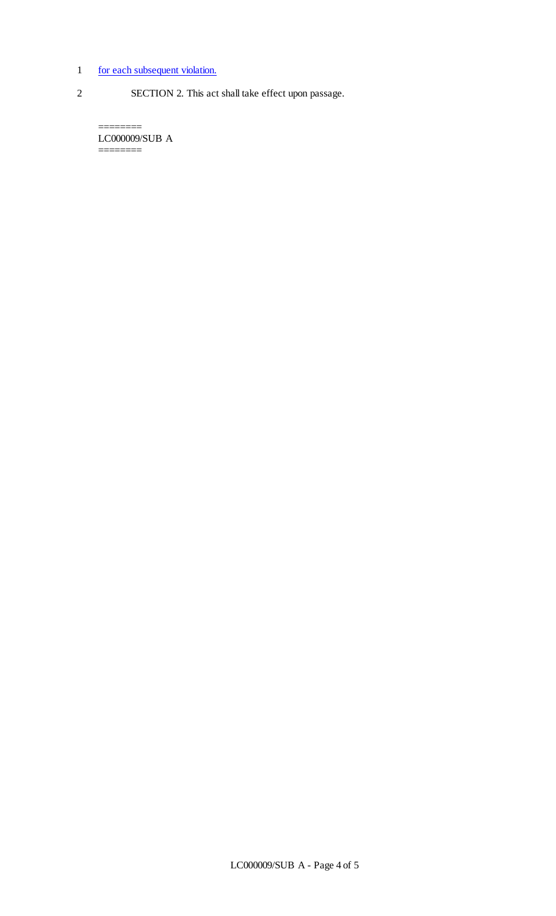for each subsequent violation.

SECTION 2. This act shall take effect upon passage.

========
LC000009/SUB A
========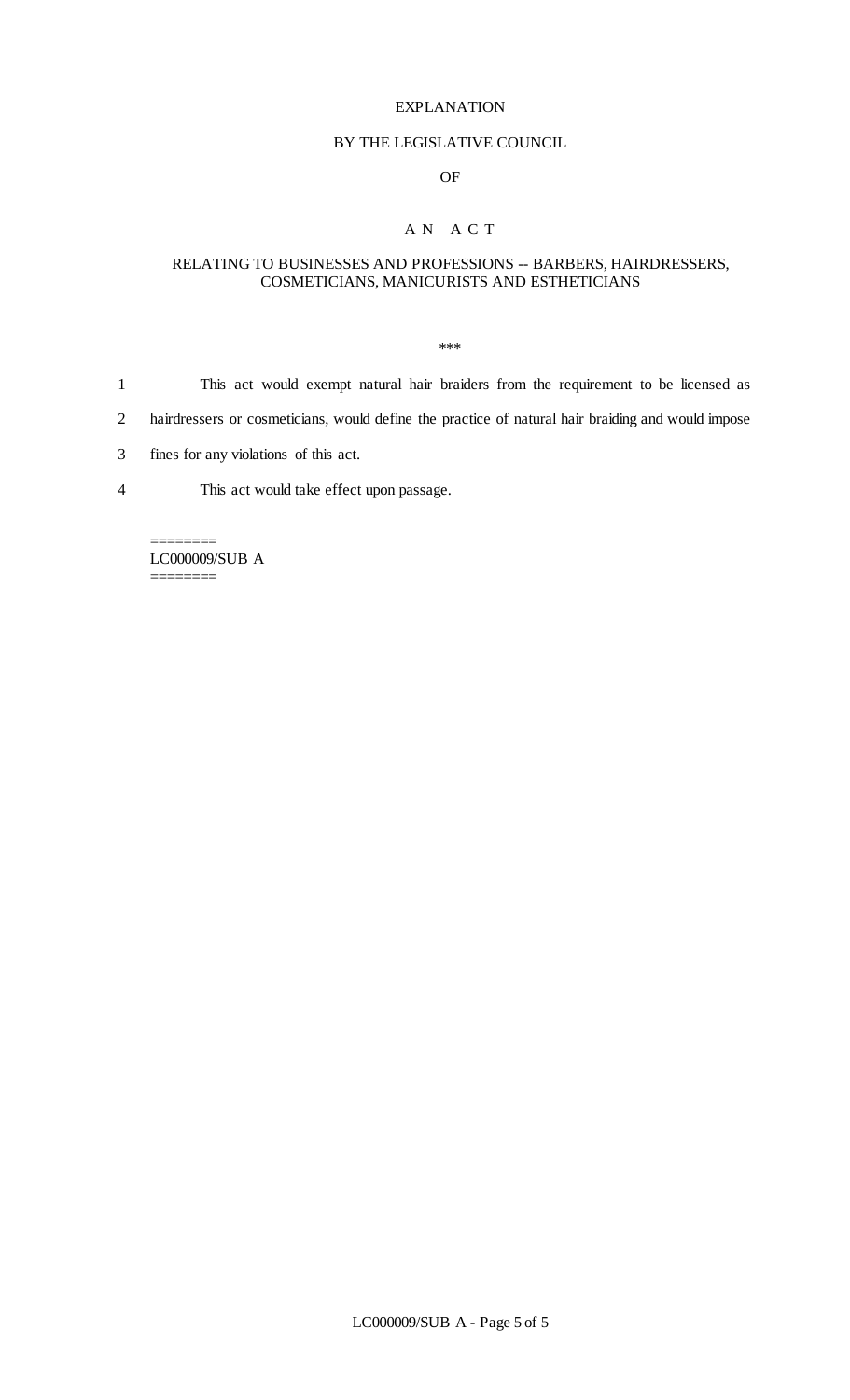EXPLANATION

BY THE LEGISLATIVE COUNCIL

OF

# A N A C T

RELATING TO BUSINESSES AND PROFESSIONS -- BARBERS, HAIRDRESSERS, COSMETICIANS, MANICURISTS AND ESTHETICIANS

\*\*\*

1 This act would exempt natural hair braiders from the requirement to be licensed as
2 hairdressers or cosmeticians, would define the practice of natural hair braiding and would impose
3 fines for any violations of this act.
4 This act would take effect upon passage.

========
LC000009/SUB A
========